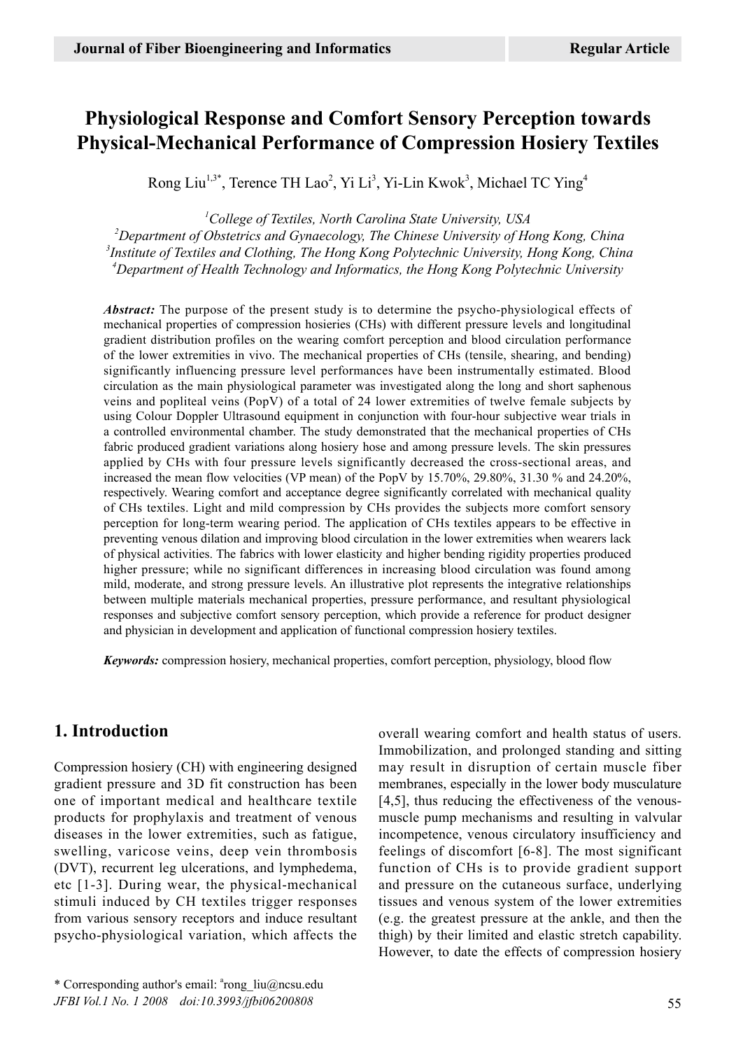# Physiological Response and Comfort Sensory Perception towards Physical-Mechanical Performance of Compression Hosiery Textiles

Rong Liu[1,3*], Terence TH Lao[2], Yi Li[3], Yi-Lin Kwok[3], Michael TC Ying[4]

[1]*College of Textiles, North Carolina State University, USA*
[2]*Department of Obstetrics and Gynaecology, The Chinese University of Hong Kong, China*
[3]*Institute of Textiles and Clothing, The Hong Kong Polytechnic University, Hong Kong, China*
[4]*Department of Health Technology and Informatics, the Hong Kong Polytechnic University*

***Abstract:*** The purpose of the present study is to determine the psycho-physiological effects of mechanical properties of compression hosieries (CHs) with different pressure levels and longitudinal gradient distribution profiles on the wearing comfort perception and blood circulation performance of the lower extremities in vivo. The mechanical properties of CHs (tensile, shearing, and bending) significantly influencing pressure level performances have been instrumentally estimated. Blood circulation as the main physiological parameter was investigated along the long and short saphenous veins and popliteal veins (PopV) of a total of 24 lower extremities of twelve female subjects by using Colour Doppler Ultrasound equipment in conjunction with four-hour subjective wear trials in a controlled environmental chamber. The study demonstrated that the mechanical properties of CHs fabric produced gradient variations along hosiery hose and among pressure levels. The skin pressures applied by CHs with four pressure levels significantly decreased the cross-sectional areas, and increased the mean flow velocities (VP mean) of the PopV by 15.70%, 29.80%, 31.30 % and 24.20%, respectively. Wearing comfort and acceptance degree significantly correlated with mechanical quality of CHs textiles. Light and mild compression by CHs provides the subjects more comfort sensory perception for long-term wearing period. The application of CHs textiles appears to be effective in preventing venous dilation and improving blood circulation in the lower extremities when wearers lack of physical activities. The fabrics with lower elasticity and higher bending rigidity properties produced higher pressure; while no significant differences in increasing blood circulation was found among mild, moderate, and strong pressure levels. An illustrative plot represents the integrative relationships between multiple materials mechanical properties, pressure performance, and resultant physiological responses and subjective comfort sensory perception, which provide a reference for product designer and physician in development and application of functional compression hosiery textiles.

***Keywords:*** compression hosiery, mechanical properties, comfort perception, physiology, blood flow

## 1. Introduction

Compression hosiery (CH) with engineering designed gradient pressure and 3D fit construction has been one of important medical and healthcare textile products for prophylaxis and treatment of venous diseases in the lower extremities, such as fatigue, swelling, varicose veins, deep vein thrombosis (DVT), recurrent leg ulcerations, and lymphedema, etc [1-3]. During wear, the physical-mechanical stimuli induced by CH textiles trigger responses from various sensory receptors and induce resultant psycho-physiological variation, which affects the overall wearing comfort and health status of users. Immobilization, and prolonged standing and sitting may result in disruption of certain muscle fiber membranes, especially in the lower body musculature [4,5], thus reducing the effectiveness of the venous-muscle pump mechanisms and resulting in valvular incompetence, venous circulatory insufficiency and feelings of discomfort [6-8]. The most significant function of CHs is to provide gradient support and pressure on the cutaneous surface, underlying tissues and venous system of the lower extremities (e.g. the greatest pressure at the ankle, and then the thigh) by their limited and elastic stretch capability. However, to date the effects of compression hosiery

\* Corresponding author's email: [a]rong_liu@ncsu.edu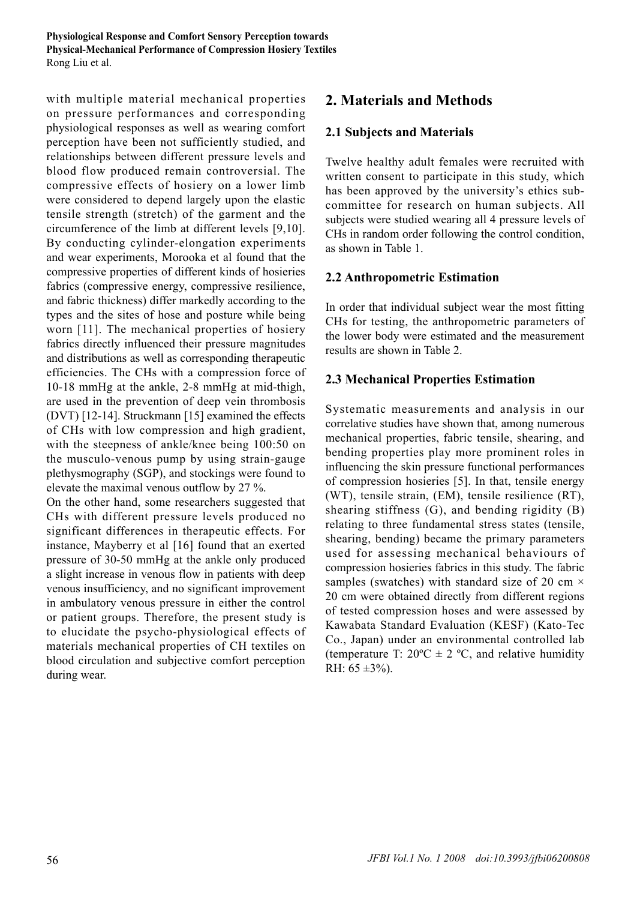with multiple material mechanical properties on pressure performances and corresponding physiological responses as well as wearing comfort perception have been not sufficiently studied, and relationships between different pressure levels and blood flow produced remain controversial. The compressive effects of hosiery on a lower limb were considered to depend largely upon the elastic tensile strength (stretch) of the garment and the circumference of the limb at different levels [9,10]. By conducting cylinder-elongation experiments and wear experiments, Morooka et al found that the compressive properties of different kinds of hosieries fabrics (compressive energy, compressive resilience, and fabric thickness) differ markedly according to the types and the sites of hose and posture while being worn [11]. The mechanical properties of hosiery fabrics directly influenced their pressure magnitudes and distributions as well as corresponding therapeutic efficiencies. The CHs with a compression force of 10-18 mmHg at the ankle, 2-8 mmHg at mid-thigh, are used in the prevention of deep vein thrombosis (DVT) [12-14]. Struckmann [15] examined the effects of CHs with low compression and high gradient, with the steepness of ankle/knee being 100:50 on the musculo-venous pump by using strain-gauge plethysmography (SGP), and stockings were found to elevate the maximal venous outflow by 27 %.

On the other hand, some researchers suggested that CHs with different pressure levels produced no significant differences in therapeutic effects. For instance, Mayberry et al [16] found that an exerted pressure of 30-50 mmHg at the ankle only produced a slight increase in venous flow in patients with deep venous insufficiency, and no significant improvement in ambulatory venous pressure in either the control or patient groups. Therefore, the present study is to elucidate the psycho-physiological effects of materials mechanical properties of CH textiles on blood circulation and subjective comfort perception during wear.

## 2. Materials and Methods

### 2.1 Subjects and Materials

Twelve healthy adult females were recruited with written consent to participate in this study, which has been approved by the university's ethics sub-committee for research on human subjects. All subjects were studied wearing all 4 pressure levels of CHs in random order following the control condition, as shown in Table 1.

### 2.2 Anthropometric Estimation

In order that individual subject wear the most fitting CHs for testing, the anthropometric parameters of the lower body were estimated and the measurement results are shown in Table 2.

### 2.3 Mechanical Properties Estimation

Systematic measurements and analysis in our correlative studies have shown that, among numerous mechanical properties, fabric tensile, shearing, and bending properties play more prominent roles in influencing the skin pressure functional performances of compression hosieries [5]. In that, tensile energy (WT), tensile strain, (EM), tensile resilience (RT), shearing stiffness (G), and bending rigidity (B) relating to three fundamental stress states (tensile, shearing, bending) became the primary parameters used for assessing mechanical behaviours of compression hosieries fabrics in this study. The fabric samples (swatches) with standard size of 20 cm × 20 cm were obtained directly from different regions of tested compression hoses and were assessed by Kawabata Standard Evaluation (KESF) (Kato-Tec Co., Japan) under an environmental controlled lab (temperature T: 20ºC ± 2 ºC, and relative humidity RH: 65 ±3%).